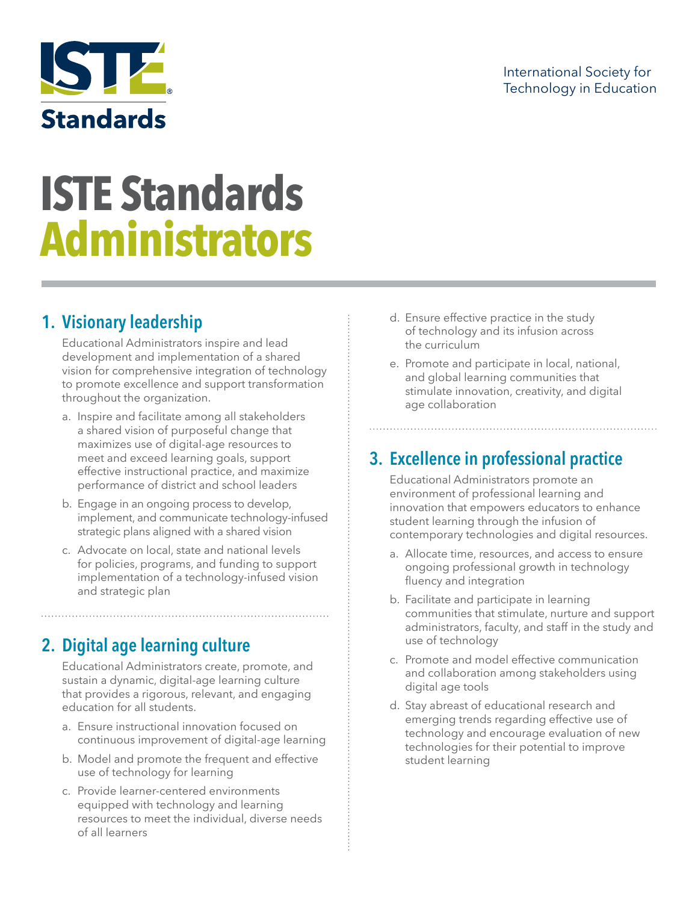ISTE Standards

International Society for Technology in Education

# ISTE Standards Administrators

## 1. Visionary leadership

Educational Administrators inspire and lead development and implementation of a shared vision for comprehensive integration of technology to promote excellence and support transformation throughout the organization.

a. Inspire and facilitate among all stakeholders a shared vision of purposeful change that maximizes use of digital-age resources to meet and exceed learning goals, support effective instructional practice, and maximize performance of district and school leaders

b. Engage in an ongoing process to develop, implement, and communicate technology-infused strategic plans aligned with a shared vision

c. Advocate on local, state and national levels for policies, programs, and funding to support implementation of a technology-infused vision and strategic plan

## 2. Digital age learning culture

Educational Administrators create, promote, and sustain a dynamic, digital-age learning culture that provides a rigorous, relevant, and engaging education for all students.

a. Ensure instructional innovation focused on continuous improvement of digital-age learning

b. Model and promote the frequent and effective use of technology for learning

c. Provide learner-centered environments equipped with technology and learning resources to meet the individual, diverse needs of all learners

d. Ensure effective practice in the study of technology and its infusion across the curriculum

e. Promote and participate in local, national, and global learning communities that stimulate innovation, creativity, and digital age collaboration

## 3. Excellence in professional practice

Educational Administrators promote an environment of professional learning and innovation that empowers educators to enhance student learning through the infusion of contemporary technologies and digital resources.

a. Allocate time, resources, and access to ensure ongoing professional growth in technology fluency and integration

b. Facilitate and participate in learning communities that stimulate, nurture and support administrators, faculty, and staff in the study and use of technology

c. Promote and model effective communication and collaboration among stakeholders using digital age tools

d. Stay abreast of educational research and emerging trends regarding effective use of technology and encourage evaluation of new technologies for their potential to improve student learning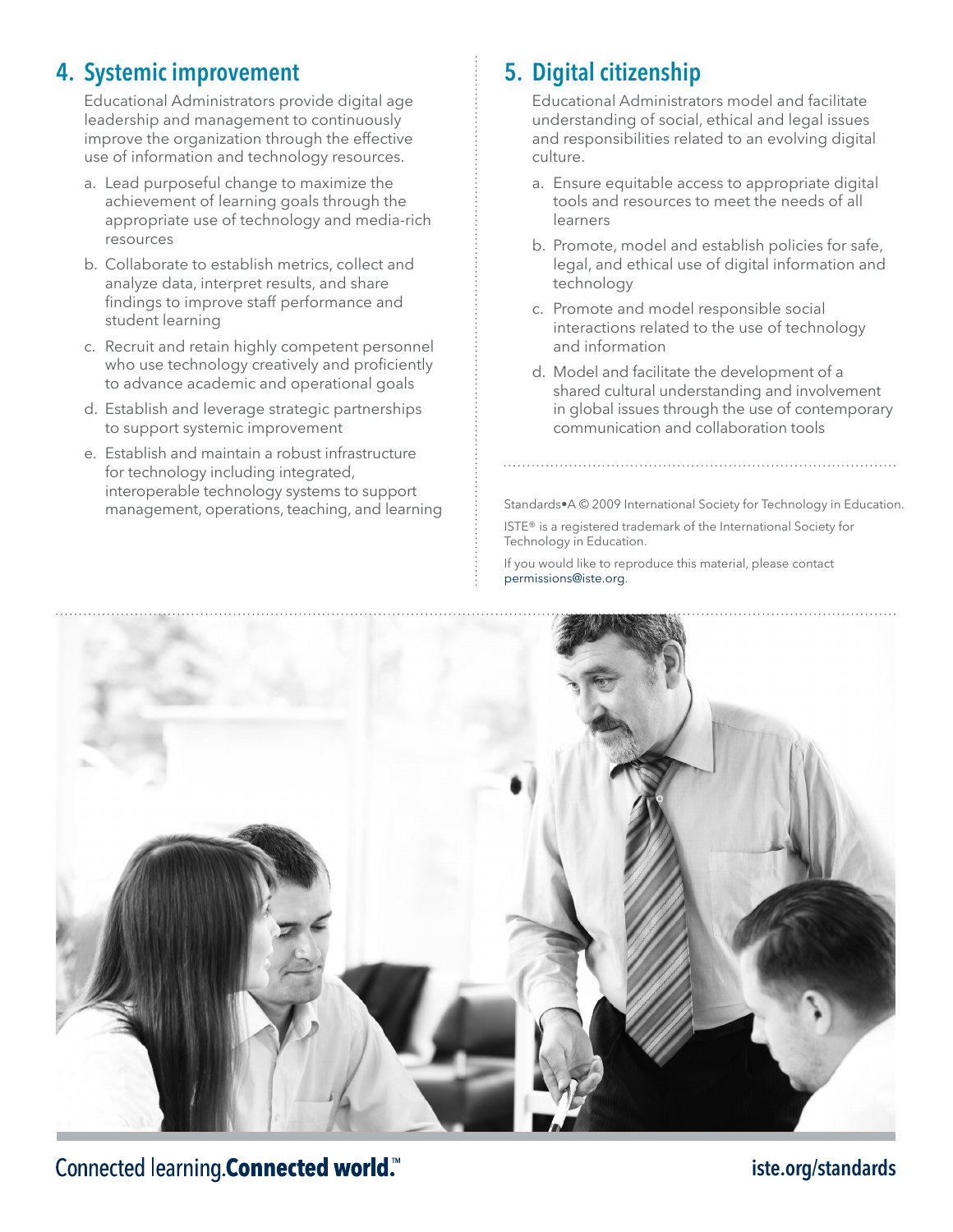## 4. Systemic improvement

Educational Administrators provide digital age leadership and management to continuously improve the organization through the effective use of information and technology resources.

a. Lead purposeful change to maximize the achievement of learning goals through the appropriate use of technology and media-rich resources

b. Collaborate to establish metrics, collect and analyze data, interpret results, and share findings to improve staff performance and student learning

c. Recruit and retain highly competent personnel who use technology creatively and proficiently to advance academic and operational goals

d. Establish and leverage strategic partnerships to support systemic improvement

e. Establish and maintain a robust infrastructure for technology including integrated, interoperable technology systems to support management, operations, teaching, and learning

## 5. Digital citizenship

Educational Administrators model and facilitate understanding of social, ethical and legal issues and responsibilities related to an evolving digital culture.

a. Ensure equitable access to appropriate digital tools and resources to meet the needs of all learners

b. Promote, model and establish policies for safe, legal, and ethical use of digital information and technology

c. Promote and model responsible social interactions related to the use of technology and information

d. Model and facilitate the development of a shared cultural understanding and involvement in global issues through the use of contemporary communication and collaboration tools

Standards•A © 2009 International Society for Technology in Education.

ISTE® is a registered trademark of the International Society for Technology in Education.

If you would like to reproduce this material, please contact permissions@iste.org.

Connected learning. **Connected world.**™

iste.org/standards